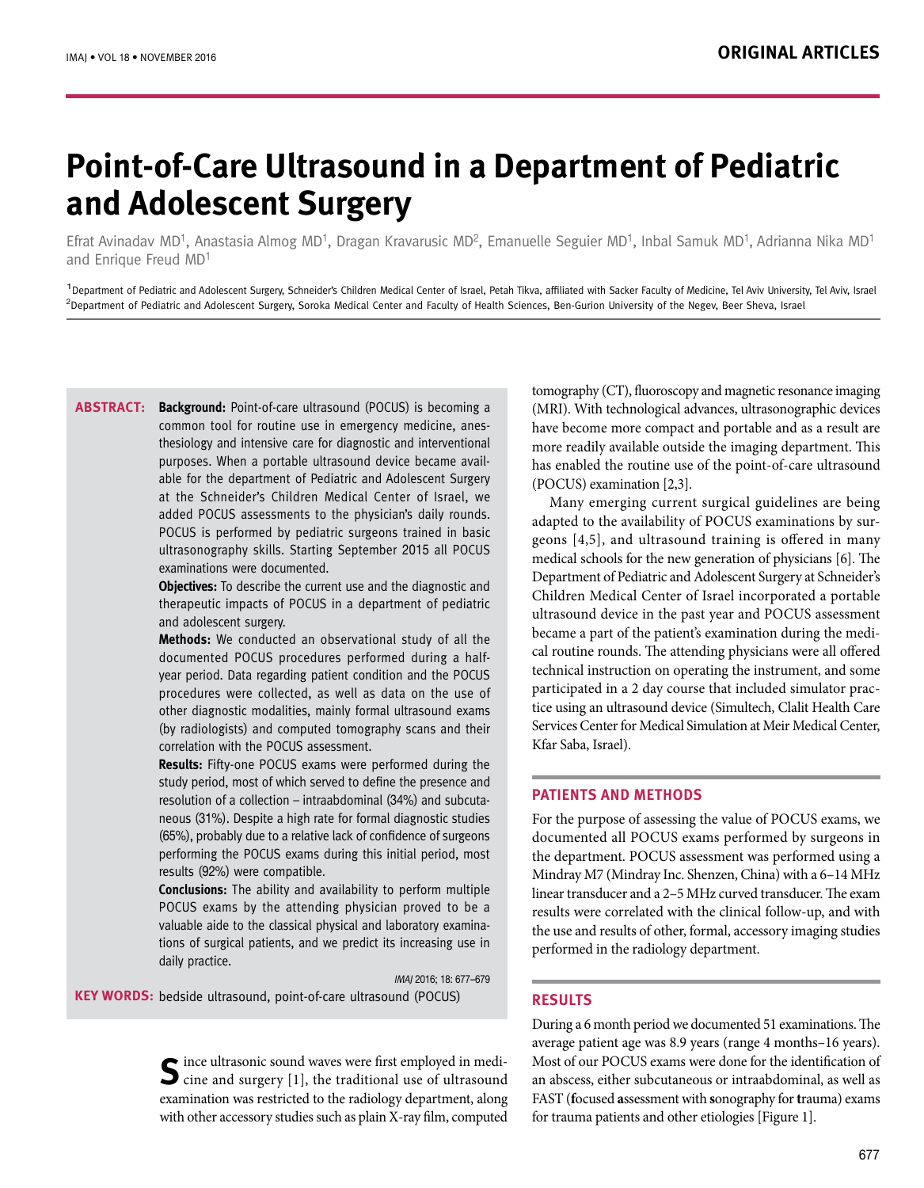# Point-of-Care Ultrasound in a Department of Pediatric and Adolescent Surgery

Efrat Avinadav MD[1], Anastasia Almog MD[1], Dragan Kravarusic MD[2], Emanuelle Seguier MD[1], Inbal Samuk MD[1], Adrianna Nika MD[1] and Enrique Freud MD[1]

[1]Department of Pediatric and Adolescent Surgery, Schneider's Children Medical Center of Israel, Petah Tikva, affiliated with Sacker Faculty of Medicine, Tel Aviv University, Tel Aviv, Israel
[2]Department of Pediatric and Adolescent Surgery, Soroka Medical Center and Faculty of Health Sciences, Ben-Gurion University of the Negev, Beer Sheva, Israel

**ABSTRACT:**

**Background:** Point-of-care ultrasound (POCUS) is becoming a common tool for routine use in emergency medicine, anesthesiology and intensive care for diagnostic and interventional purposes. When a portable ultrasound device became available for the department of Pediatric and Adolescent Surgery at the Schneider's Children Medical Center of Israel, we added POCUS assessments to the physician's daily rounds. POCUS is performed by pediatric surgeons trained in basic ultrasonography skills. Starting September 2015 all POCUS examinations were documented.

**Objectives:** To describe the current use and the diagnostic and therapeutic impacts of POCUS in a department of pediatric and adolescent surgery.

**Methods:** We conducted an observational study of all the documented POCUS procedures performed during a half-year period. Data regarding patient condition and the POCUS procedures were collected, as well as data on the use of other diagnostic modalities, mainly formal ultrasound exams (by radiologists) and computed tomography scans and their correlation with the POCUS assessment.

**Results:** Fifty-one POCUS exams were performed during the study period, most of which served to define the presence and resolution of a collection – intraabdominal (34%) and subcutaneous (31%). Despite a high rate for formal diagnostic studies (65%), probably due to a relative lack of confidence of surgeons performing the POCUS exams during this initial period, most results (92%) were compatible.

**Conclusions:** The ability and availability to perform multiple POCUS exams by the attending physician proved to be a valuable aide to the classical physical and laboratory examinations of surgical patients, and we predict its increasing use in daily practice.

*IMAJ* 2016; 18: 677–679

**KEY WORDS:** bedside ultrasound, point-of-care ultrasound (POCUS)

Since ultrasonic sound waves were first employed in medicine and surgery [1], the traditional use of ultrasound examination was restricted to the radiology department, along with other accessory studies such as plain X-ray film, computed tomography (CT), fluoroscopy and magnetic resonance imaging (MRI). With technological advances, ultrasonographic devices have become more compact and portable and as a result are more readily available outside the imaging department. This has enabled the routine use of the point-of-care ultrasound (POCUS) examination [2,3].

Many emerging current surgical guidelines are being adapted to the availability of POCUS examinations by surgeons [4,5], and ultrasound training is offered in many medical schools for the new generation of physicians [6]. The Department of Pediatric and Adolescent Surgery at Schneider's Children Medical Center of Israel incorporated a portable ultrasound device in the past year and POCUS assessment became a part of the patient's examination during the medical routine rounds. The attending physicians were all offered technical instruction on operating the instrument, and some participated in a 2 day course that included simulator practice using an ultrasound device (Simultech, Clalit Health Care Services Center for Medical Simulation at Meir Medical Center, Kfar Saba, Israel).

## PATIENTS AND METHODS

For the purpose of assessing the value of POCUS exams, we documented all POCUS exams performed by surgeons in the department. POCUS assessment was performed using a Mindray M7 (Mindray Inc. Shenzen, China) with a 6–14 MHz linear transducer and a 2–5 MHz curved transducer. The exam results were correlated with the clinical follow-up, and with the use and results of other, formal, accessory imaging studies performed in the radiology department.

## RESULTS

During a 6 month period we documented 51 examinations. The average patient age was 8.9 years (range 4 months–16 years). Most of our POCUS exams were done for the identification of an abscess, either subcutaneous or intraabdominal, as well as FAST (**f**ocused **a**ssessment with **s**onography for **t**rauma) exams for trauma patients and other etiologies [Figure 1].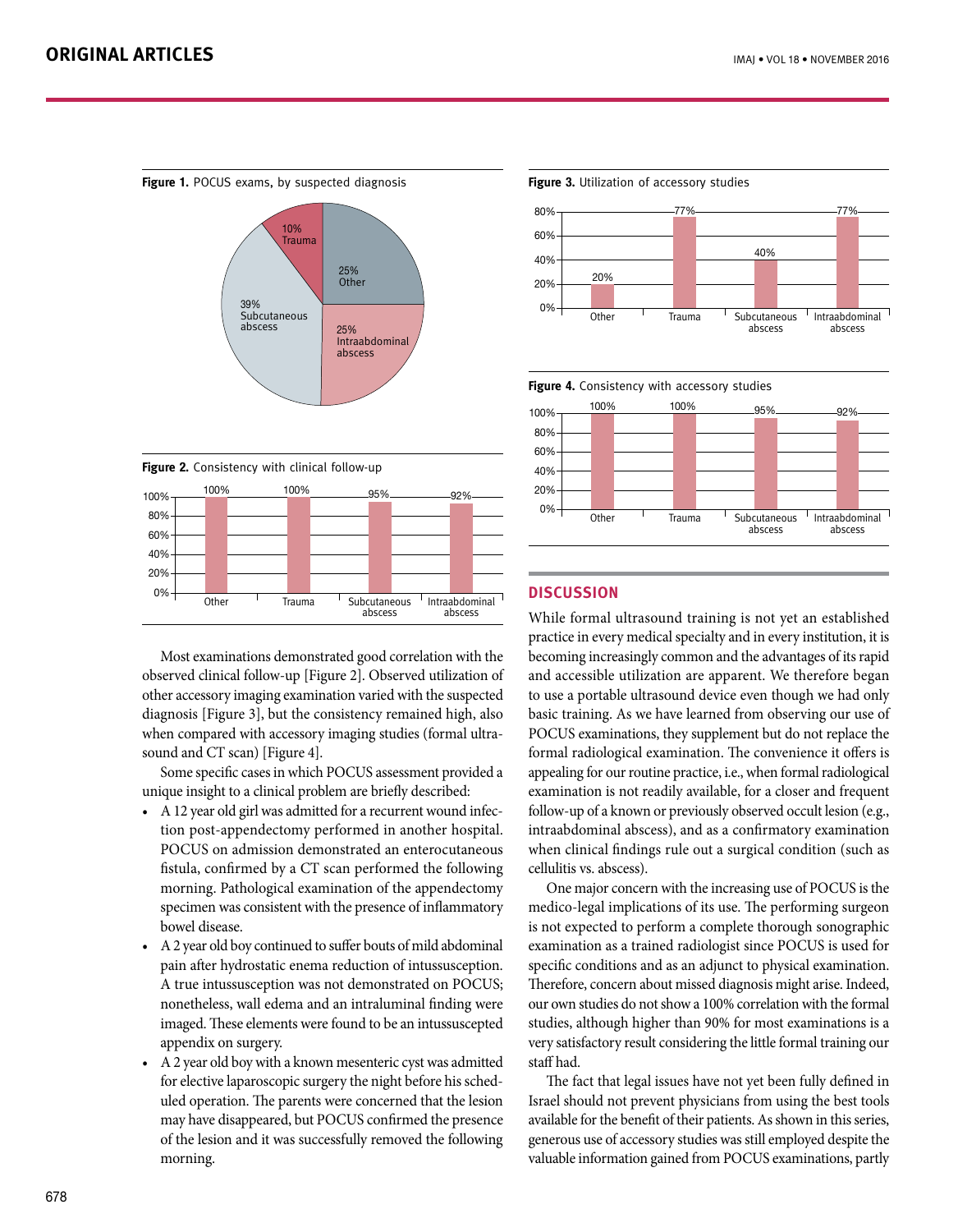**Figure 1.** POCUS exams, by suspected diagnosis

**Figure 2.** Consistency with clinical follow-up

**Figure 3.** Utilization of accessory studies

**Figure 4.** Consistency with accessory studies

Most examinations demonstrated good correlation with the observed clinical follow-up [Figure 2]. Observed utilization of other accessory imaging examination varied with the suspected diagnosis [Figure 3], but the consistency remained high, also when compared with accessory imaging studies (formal ultrasound and CT scan) [Figure 4].

Some specific cases in which POCUS assessment provided a unique insight to a clinical problem are briefly described:

- A 12 year old girl was admitted for a recurrent wound infection post-appendectomy performed in another hospital. POCUS on admission demonstrated an enterocutaneous fistula, confirmed by a CT scan performed the following morning. Pathological examination of the appendectomy specimen was consistent with the presence of inflammatory bowel disease.
- A 2 year old boy continued to suffer bouts of mild abdominal pain after hydrostatic enema reduction of intussusception. A true intussusception was not demonstrated on POCUS; nonetheless, wall edema and an intraluminal finding were imaged. These elements were found to be an intussuscepted appendix on surgery.
- A 2 year old boy with a known mesenteric cyst was admitted for elective laparoscopic surgery the night before his scheduled operation. The parents were concerned that the lesion may have disappeared, but POCUS confirmed the presence of the lesion and it was successfully removed the following morning.

## DISCUSSION

While formal ultrasound training is not yet an established practice in every medical specialty and in every institution, it is becoming increasingly common and the advantages of its rapid and accessible utilization are apparent. We therefore began to use a portable ultrasound device even though we had only basic training. As we have learned from observing our use of POCUS examinations, they supplement but do not replace the formal radiological examination. The convenience it offers is appealing for our routine practice, i.e., when formal radiological examination is not readily available, for a closer and frequent follow-up of a known or previously observed occult lesion (e.g., intraabdominal abscess), and as a confirmatory examination when clinical findings rule out a surgical condition (such as cellulitis vs. abscess).

One major concern with the increasing use of POCUS is the medico-legal implications of its use. The performing surgeon is not expected to perform a complete thorough sonographic examination as a trained radiologist since POCUS is used for specific conditions and as an adjunct to physical examination. Therefore, concern about missed diagnosis might arise. Indeed, our own studies do not show a 100% correlation with the formal studies, although higher than 90% for most examinations is a very satisfactory result considering the little formal training our staff had.

The fact that legal issues have not yet been fully defined in Israel should not prevent physicians from using the best tools available for the benefit of their patients. As shown in this series, generous use of accessory studies was still employed despite the valuable information gained from POCUS examinations, partly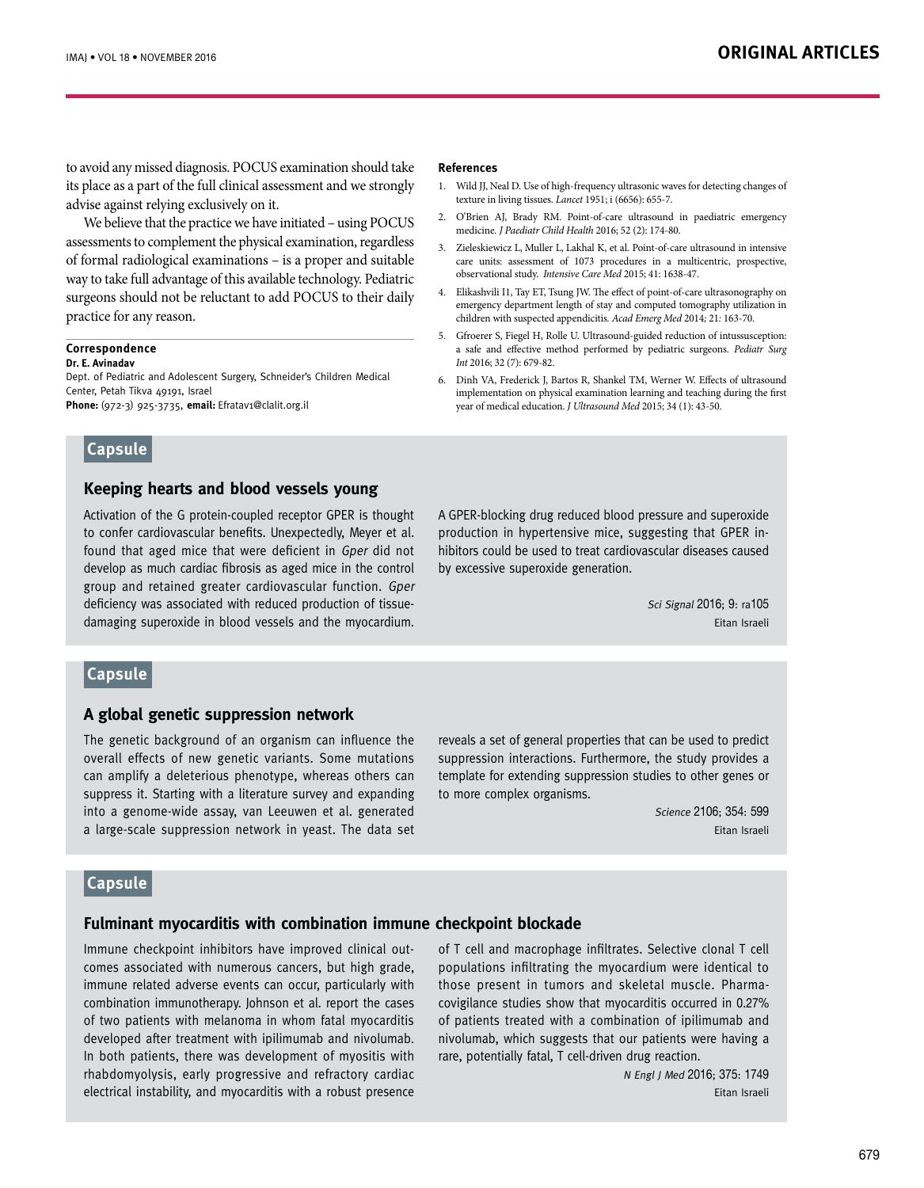to avoid any missed diagnosis. POCUS examination should take its place as a part of the full clinical assessment and we strongly advise against relying exclusively on it.

We believe that the practice we have initiated – using POCUS assessments to complement the physical examination, regardless of formal radiological examinations – is a proper and suitable way to take full advantage of this available technology. Pediatric surgeons should not be reluctant to add POCUS to their daily practice for any reason.

**Correspondence**

**Dr. E. Avinadav**

Dept. of Pediatric and Adolescent Surgery, Schneider's Children Medical Center, Petah Tikva 49191, Israel

**Phone:** (972-3) 925-3735, **email:** Efratav1@clalit.org.il

**References**

1. Wild JJ, Neal D. Use of high-frequency ultrasonic waves for detecting changes of texture in living tissues. *Lancet* 1951; i (6656): 655-7.
2. O'Brien AJ, Brady RM. Point-of-care ultrasound in paediatric emergency medicine. *J Paediatr Child Health* 2016; 52 (2): 174-80.
3. Zieleskiewicz L, Muller L, Lakhal K, et al. Point-of-care ultrasound in intensive care units: assessment of 1073 procedures in a multicentric, prospective, observational study. *Intensive Care Med* 2015; 41: 1638-47.
4. Elikashvili I1, Tay ET, Tsung JW. The effect of point-of-care ultrasonography on emergency department length of stay and computed tomography utilization in children with suspected appendicitis. *Acad Emerg Med* 2014; 21: 163-70.
5. Gfroerer S, Fiegel H, Rolle U. Ultrasound-guided reduction of intussusception: a safe and effective method performed by pediatric surgeons. *Pediatr Surg Int* 2016; 32 (7): 679-82.
6. Dinh VA, Frederick J, Bartos R, Shankel TM, Werner W. Effects of ultrasound implementation on physical examination learning and teaching during the first year of medical education. *J Ultrasound Med* 2015; 34 (1): 43-50.

## Capsule

### Keeping hearts and blood vessels young

Activation of the G protein-coupled receptor GPER is thought to confer cardiovascular benefits. Unexpectedly, Meyer et al. found that aged mice that were deficient in *Gper* did not develop as much cardiac fibrosis as aged mice in the control group and retained greater cardiovascular function. *Gper* deficiency was associated with reduced production of tissue-damaging superoxide in blood vessels and the myocardium. A GPER-blocking drug reduced blood pressure and superoxide production in hypertensive mice, suggesting that GPER inhibitors could be used to treat cardiovascular diseases caused by excessive superoxide generation.

*Sci Signal* 2016; 9: ra105

Eitan Israeli

## Capsule

### A global genetic suppression network

The genetic background of an organism can influence the overall effects of new genetic variants. Some mutations can amplify a deleterious phenotype, whereas others can suppress it. Starting with a literature survey and expanding into a genome-wide assay, van Leeuwen et al. generated a large-scale suppression network in yeast. The data set reveals a set of general properties that can be used to predict suppression interactions. Furthermore, the study provides a template for extending suppression studies to other genes or to more complex organisms.

*Science* 2106; 354: 599

Eitan Israeli

## Capsule

### Fulminant myocarditis with combination immune checkpoint blockade

Immune checkpoint inhibitors have improved clinical outcomes associated with numerous cancers, but high grade, immune related adverse events can occur, particularly with combination immunotherapy. Johnson et al. report the cases of two patients with melanoma in whom fatal myocarditis developed after treatment with ipilimumab and nivolumab. In both patients, there was development of myositis with rhabdomyolysis, early progressive and refractory cardiac electrical instability, and myocarditis with a robust presence of T cell and macrophage infiltrates. Selective clonal T cell populations infiltrating the myocardium were identical to those present in tumors and skeletal muscle. Pharmacovigilance studies show that myocarditis occurred in 0.27% of patients treated with a combination of ipilimumab and nivolumab, which suggests that our patients were having a rare, potentially fatal, T cell-driven drug reaction.

*N Engl J Med* 2016; 375: 1749

Eitan Israeli